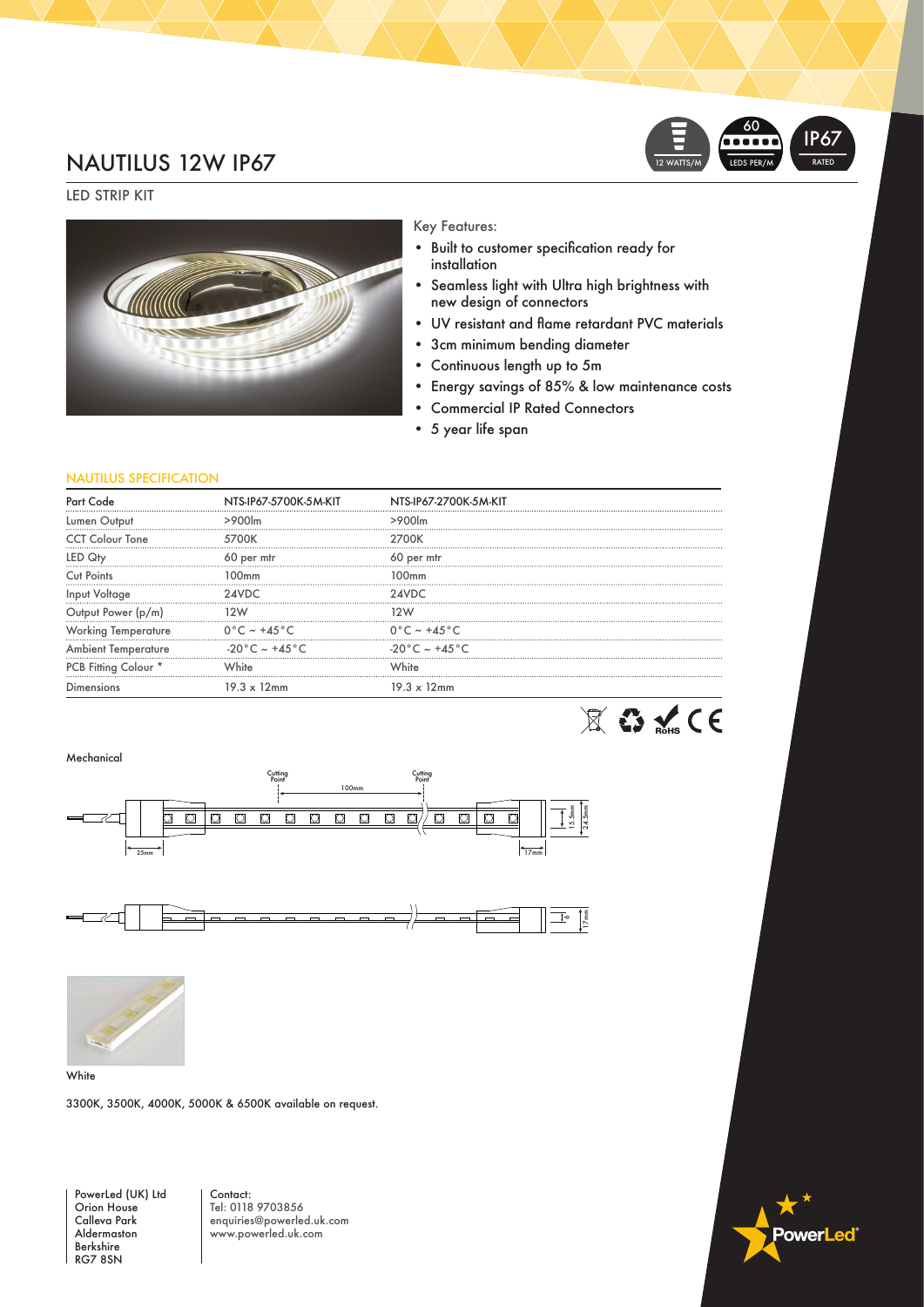# NAUTILUS 12W IP67

12 WATTS/M | 60 LEDS PER/M | IP67 RATED

## LED STRIP KIT

Key Features:

- Built to customer specification ready for installation
- Seamless light with Ultra high brightness with new design of connectors
- UV resistant and flame retardant PVC materials
- 3cm minimum bending diameter
- Continuous length up to 5m
- Energy savings of 85% & low maintenance costs
- Commercial IP Rated Connectors
- 5 year life span

### NAUTILUS SPECIFICATION

| Part Code | NTS-IP67-5700K-5M-KIT | NTS-IP67-2700K-5M-KIT |
|---|---|---|
| Lumen Output | >900lm | >900lm |
| CCT Colour Tone | 5700K | 2700K |
| LED Qty | 60 per mtr | 60 per mtr |
| Cut Points | 100mm | 100mm |
| Input Voltage | 24VDC | 24VDC |
| Output Power (p/m) | 12W | 12W |
| Working Temperature | 0°C ~ +45°C | 0°C ~ +45°C |
| Ambient Temperature | -20°C ~ +45°C | -20°C ~ +45°C |
| PCB Fitting Colour * | White | White |
| Dimensions | 19.3 x 12mm | 19.3 x 12mm |

RoHS CE

Mechanical

Cutting Point | Cutting Point | 100mm | 25mm | 17mm | 15.5mm | 24.5mm | 6 | 17mm

White

3300K, 3500K, 4000K, 5000K & 6500K available on request.

PowerLed (UK) Ltd
Orion House
Calleva Park
Aldermaston
Berkshire
RG7 8SN

Contact:
Tel: 0118 9703856
enquiries@powerled.uk.com
www.powerled.uk.com

PowerLed®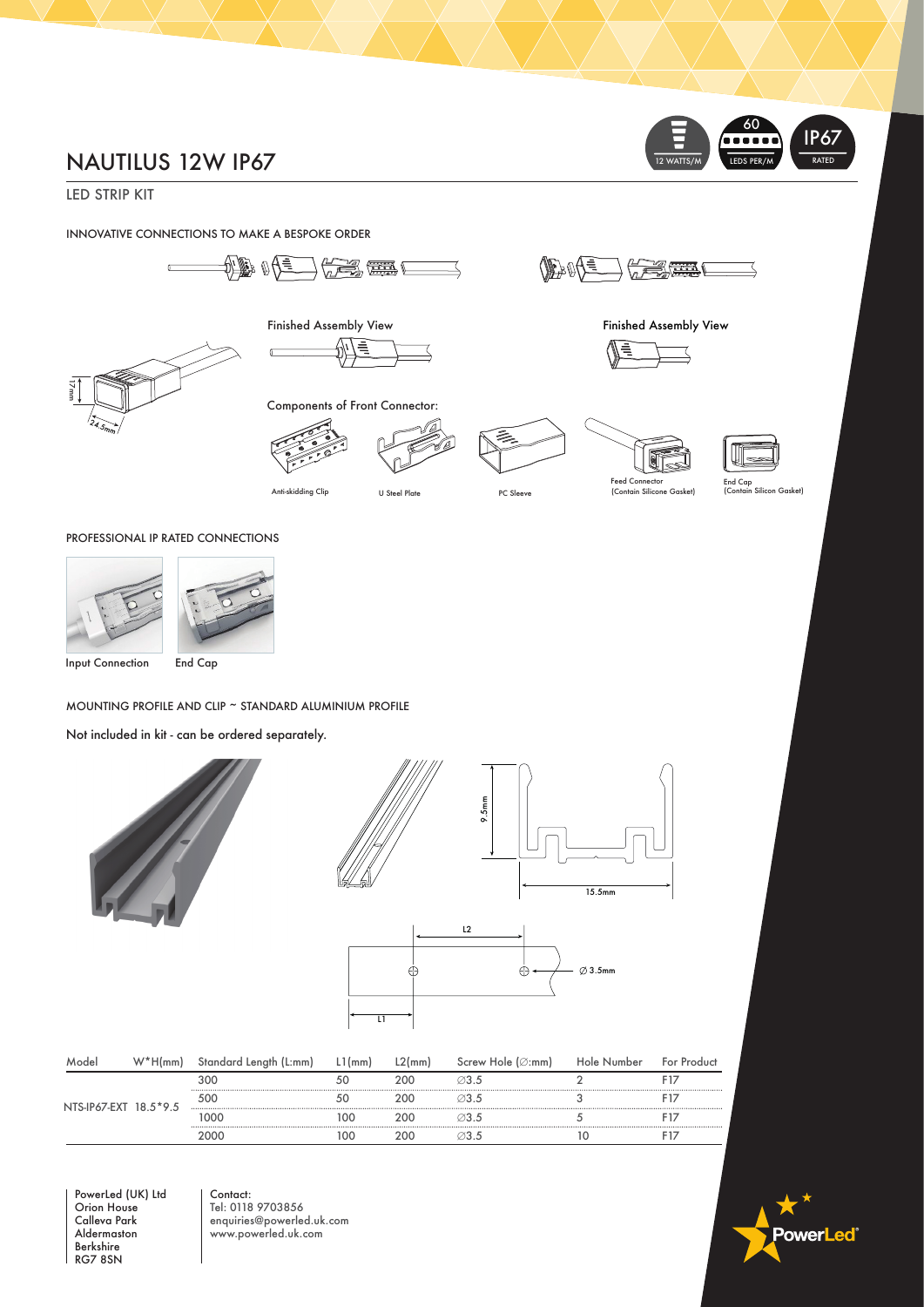# NAUTILUS 12W IP67

12 WATTS/M | 60 LEDS PER/M | IP67 RATED

## LED STRIP KIT

### INNOVATIVE CONNECTIONS TO MAKE A BESPOKE ORDER

Finished Assembly View

Finished Assembly View

17mm

24.5mm

Components of Front Connector:

Anti-skidding Clip

U Steel Plate

PC Sleeve

Feed Connector (Contain Silicone Gasket)

End Cap (Contain Silicon Gasket)

### PROFESSIONAL IP RATED CONNECTIONS

Input Connection

End Cap

### MOUNTING PROFILE AND CLIP ~ STANDARD ALUMINIUM PROFILE

Not included in kit - can be ordered separately.

9.5mm

15.5mm

L2

∅ 3.5mm

L1

| Model | W*H(mm) | Standard Length (L:mm) | L1(mm) | L2(mm) | Screw Hole (∅:mm) | Hole Number | For Product |
|---|---|---|---|---|---|---|---|
| NTS-IP67-EXT | 18.5*9.5 | 300 | 50 | 200 | ∅3.5 | 2 | F17 |
| | | 500 | 50 | 200 | ∅3.5 | 3 | F17 |
| | | 1000 | 100 | 200 | ∅3.5 | 5 | F17 |
| | | 2000 | 100 | 200 | ∅3.5 | 10 | F17 |

PowerLed (UK) Ltd
Orion House
Calleva Park
Aldermaston
Berkshire
RG7 8SN

Contact:
Tel: 0118 9703856
enquiries@powerled.uk.com
www.powerled.uk.com

PowerLed®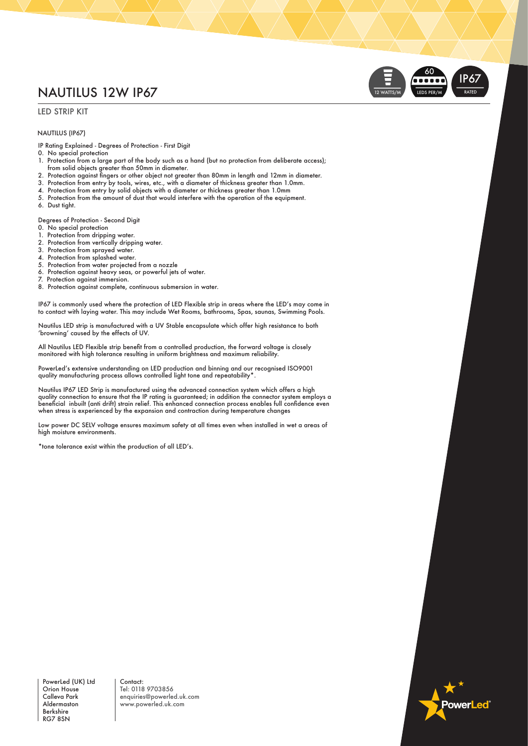# NAUTILUS 12W IP67

12 WATTS/M

60 LEDS PER/M

IP67 RATED

## LED STRIP KIT

### NAUTILUS (IP67)

IP Rating Explained - Degrees of Protection - First Digit

0. No special protection
1. Protection from a large part of the body such as a hand (but no protection from deliberate access); from solid objects greater than 50mm in diameter.
2. Protection against fingers or other object not greater than 80mm in length and 12mm in diameter.
3. Protection from entry by tools, wires, etc., with a diameter of thickness greater than 1.0mm.
4. Protection from entry by solid objects with a diameter or thickness greater than 1.0mm
5. Protection from the amount of dust that would interfere with the operation of the equipment.
6. Dust tight.

Degrees of Protection - Second Digit

0. No special protection
1. Protection from dripping water.
2. Protection from vertically dripping water.
3. Protection from sprayed water.
4. Protection from splashed water.
5. Protection from water projected from a nozzle
6. Protection against heavy seas, or powerful jets of water.
7. Protection against immersion.
8. Protection against complete, continuous submersion in water.

IP67 is commonly used where the protection of LED Flexible strip in areas where the LED's may come in to contact with laying water. This may include Wet Rooms, bathrooms, Spas, saunas, Swimming Pools.

Nautilus LED strip is manufactured with a UV Stable encapsulate which offer high resistance to both 'browning' caused by the effects of UV.

All Nautilus LED Flexible strip benefit from a controlled production, the forward voltage is closely monitored with high tolerance resulting in uniform brightness and maximum reliability.

PowerLed's extensive understanding on LED production and binning and our recognised ISO9001 quality manufacturing process allows controlled light tone and repeatability*.

Nautilus IP67 LED Strip is manufactured using the advanced connection system which offers a high quality connection to ensure that the IP rating is guaranteed; in addition the connector system employs a beneficial inbuilt (anti drift) strain relief. This enhanced connection process enables full confidence even when stress is experienced by the expansion and contraction during temperature changes

Low power DC SELV voltage ensures maximum safety at all times even when installed in wet a areas of high moisture environments.

*tone tolerance exist within the production of all LED's.

PowerLed (UK) Ltd
Orion House
Calleva Park
Aldermaston
Berkshire
RG7 8SN

Contact:
Tel: 0118 9703856
enquiries@powerled.uk.com
www.powerled.uk.com

PowerLed®